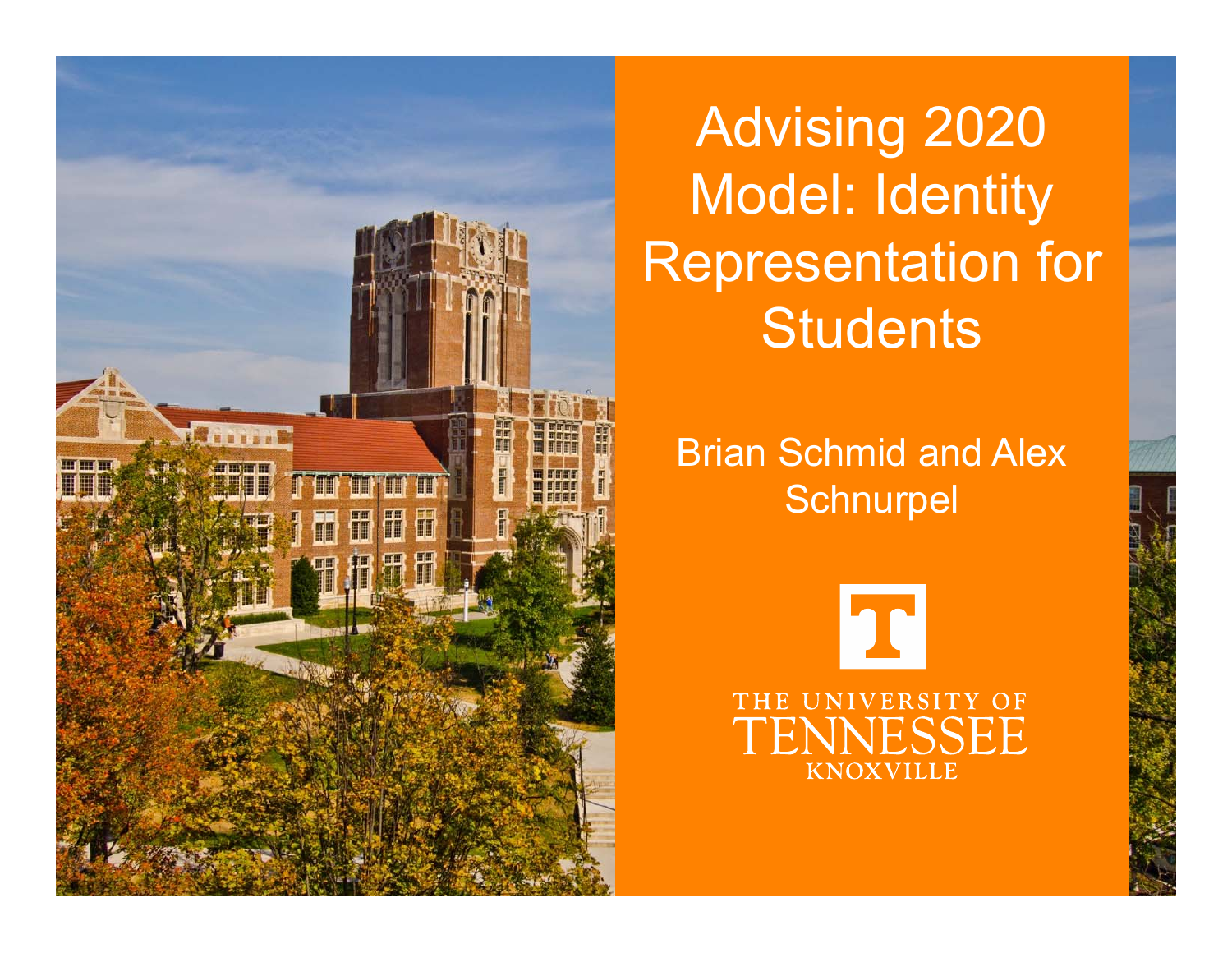# Advising 2020 Model: Identity Representation for Students

Brian Schmid and Alex Schnurpel

THE UNIVERSITY OF TENNESSEE KNOXVILLE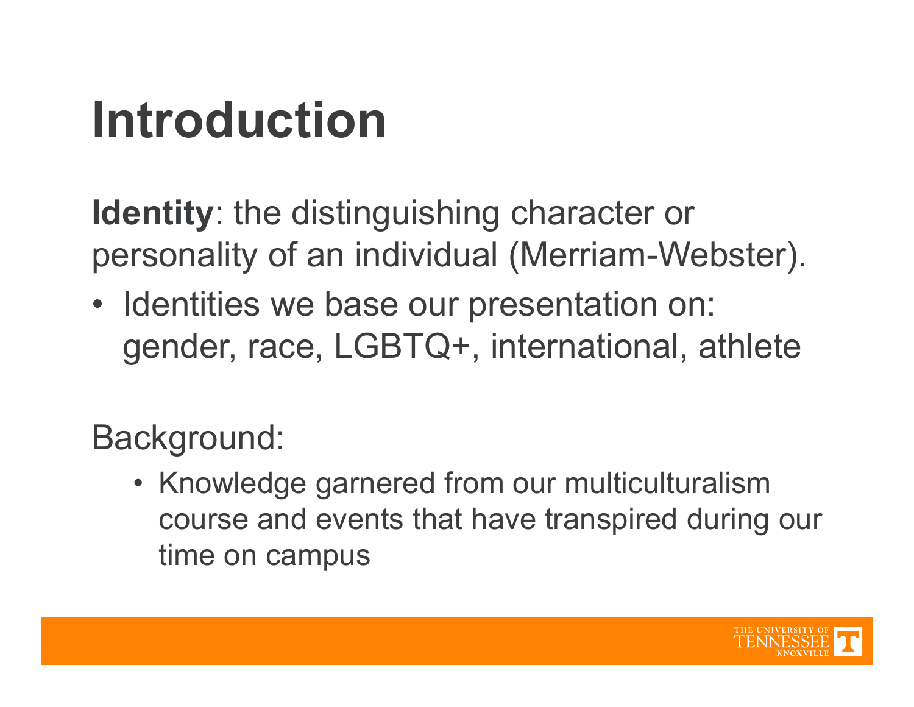# Introduction

**Identity**: the distinguishing character or personality of an individual (Merriam-Webster).

- Identities we base our presentation on: gender, race, LGBTQ+, international, athlete

Background:

- Knowledge garnered from our multiculturalism course and events that have transpired during our time on campus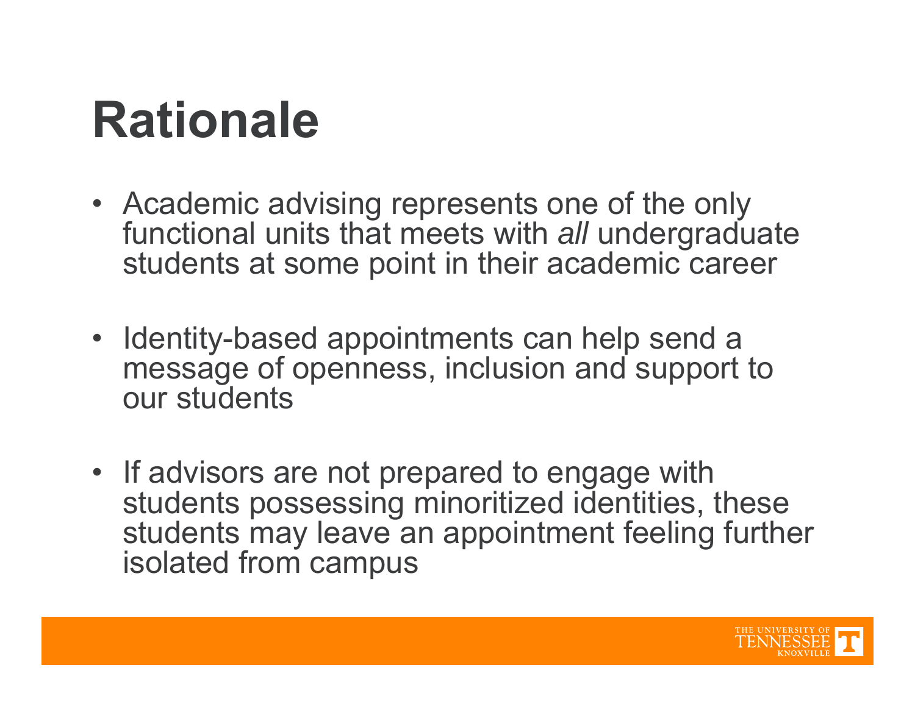# Rationale

- Academic advising represents one of the only functional units that meets with *all* undergraduate students at some point in their academic career
- Identity-based appointments can help send a message of openness, inclusion and support to our students
- If advisors are not prepared to engage with students possessing minoritized identities, these students may leave an appointment feeling further isolated from campus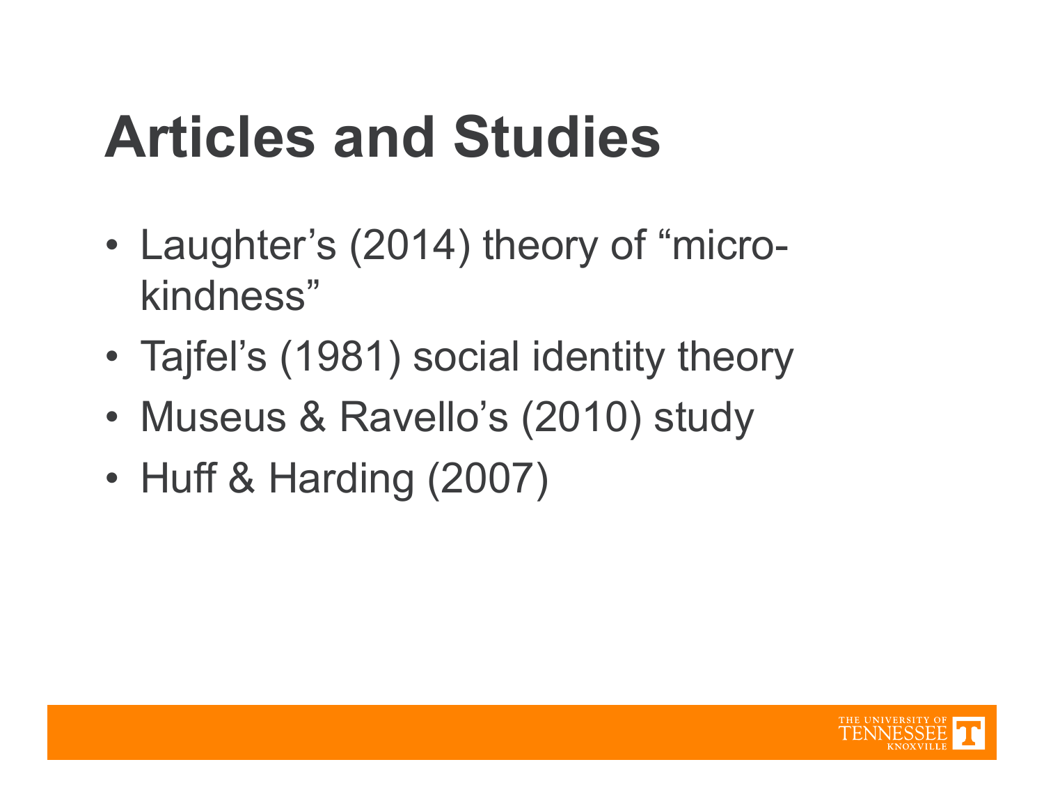# Articles and Studies

- Laughter's (2014) theory of "micro-kindness"
- Tajfel's (1981) social identity theory
- Museus & Ravello's (2010) study
- Huff & Harding (2007)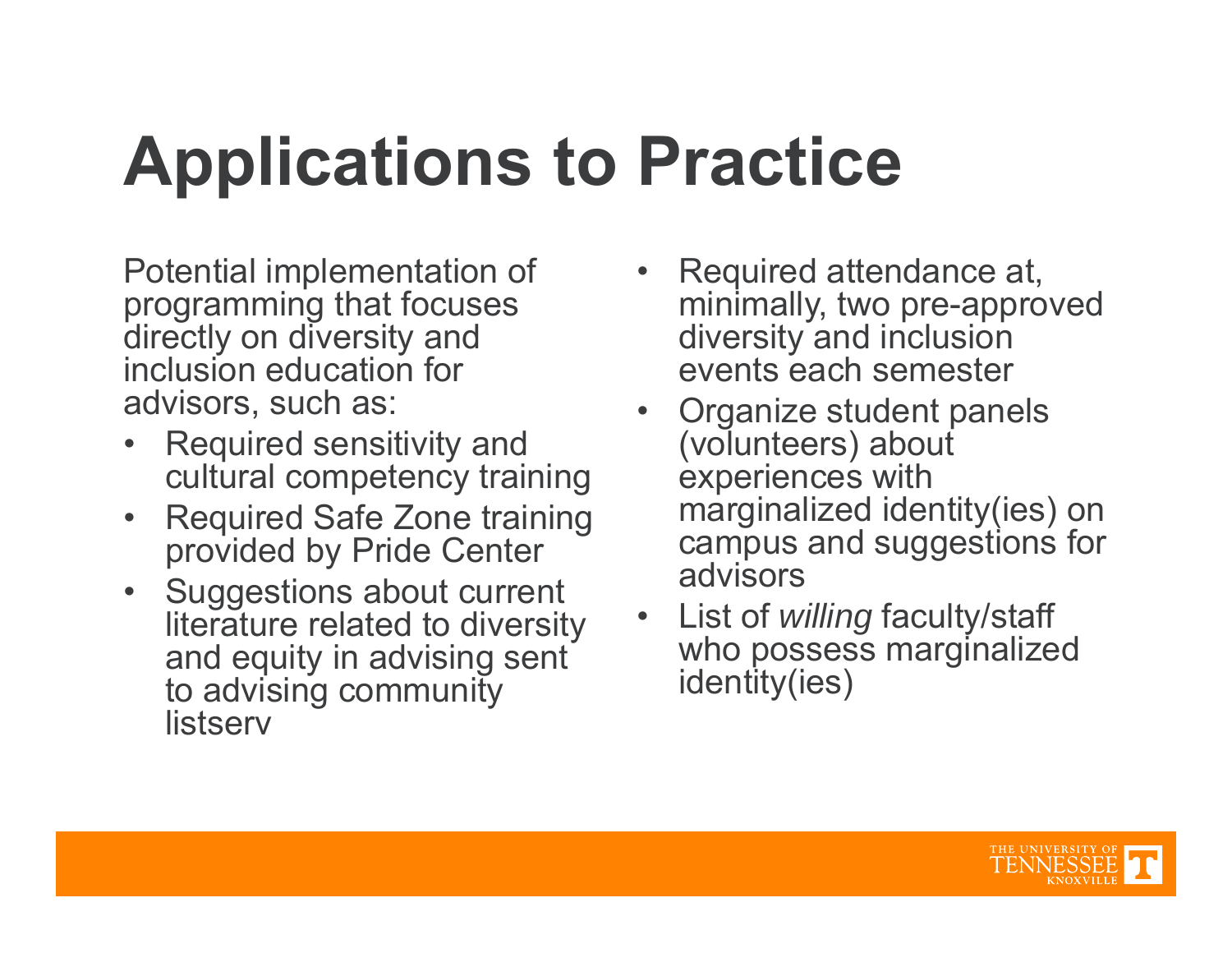# Applications to Practice

Potential implementation of programming that focuses directly on diversity and inclusion education for advisors, such as:

- Required sensitivity and cultural competency training
- Required Safe Zone training provided by Pride Center
- Suggestions about current literature related to diversity and equity in advising sent to advising community listserv
- Required attendance at, minimally, two pre-approved diversity and inclusion events each semester
- Organize student panels (volunteers) about experiences with marginalized identity(ies) on campus and suggestions for advisors
- List of *willing* faculty/staff who possess marginalized identity(ies)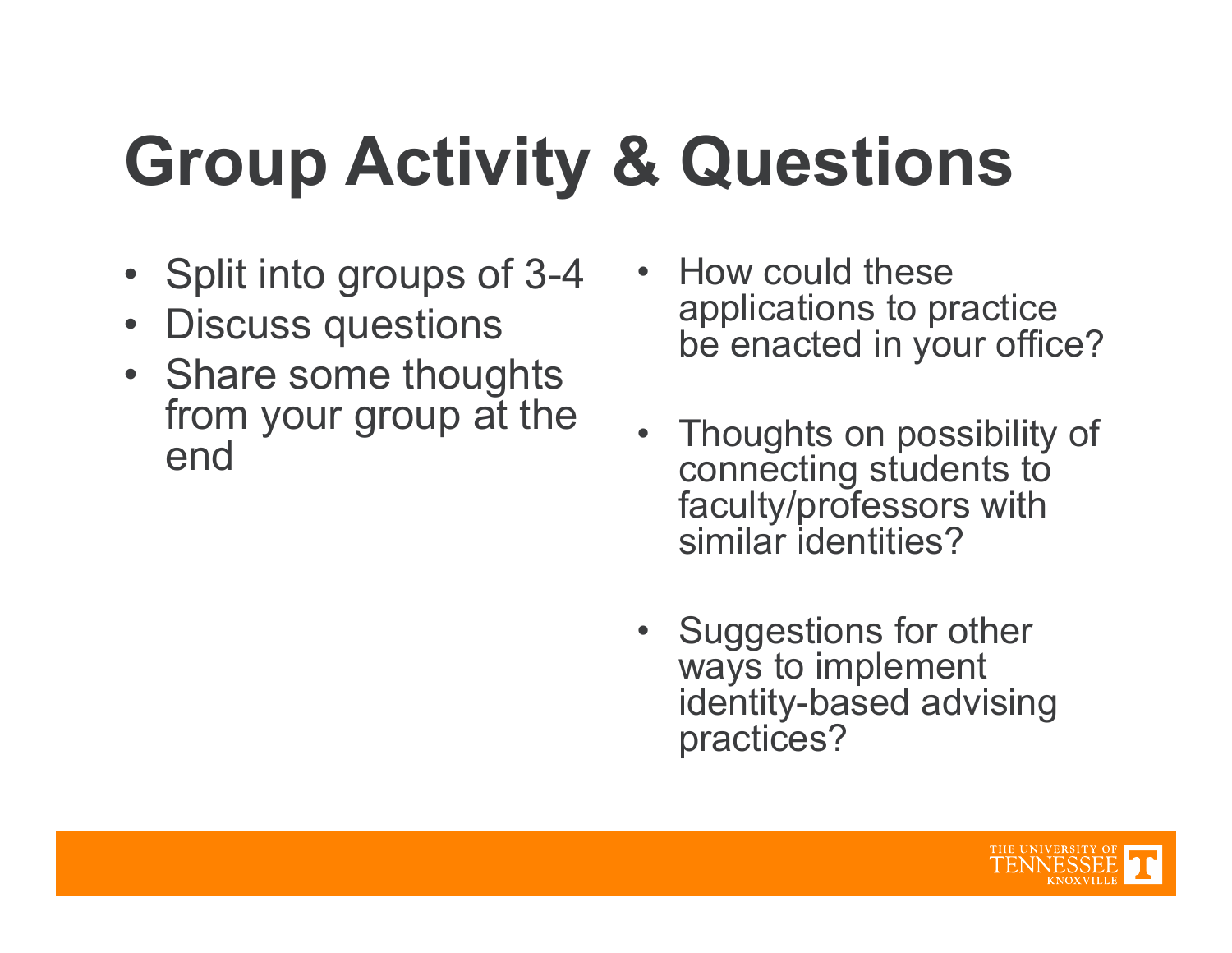# Group Activity & Questions

- Split into groups of 3-4
- Discuss questions
- Share some thoughts from your group at the end

- How could these applications to practice be enacted in your office?
- Thoughts on possibility of connecting students to faculty/professors with similar identities?
- Suggestions for other ways to implement identity-based advising practices?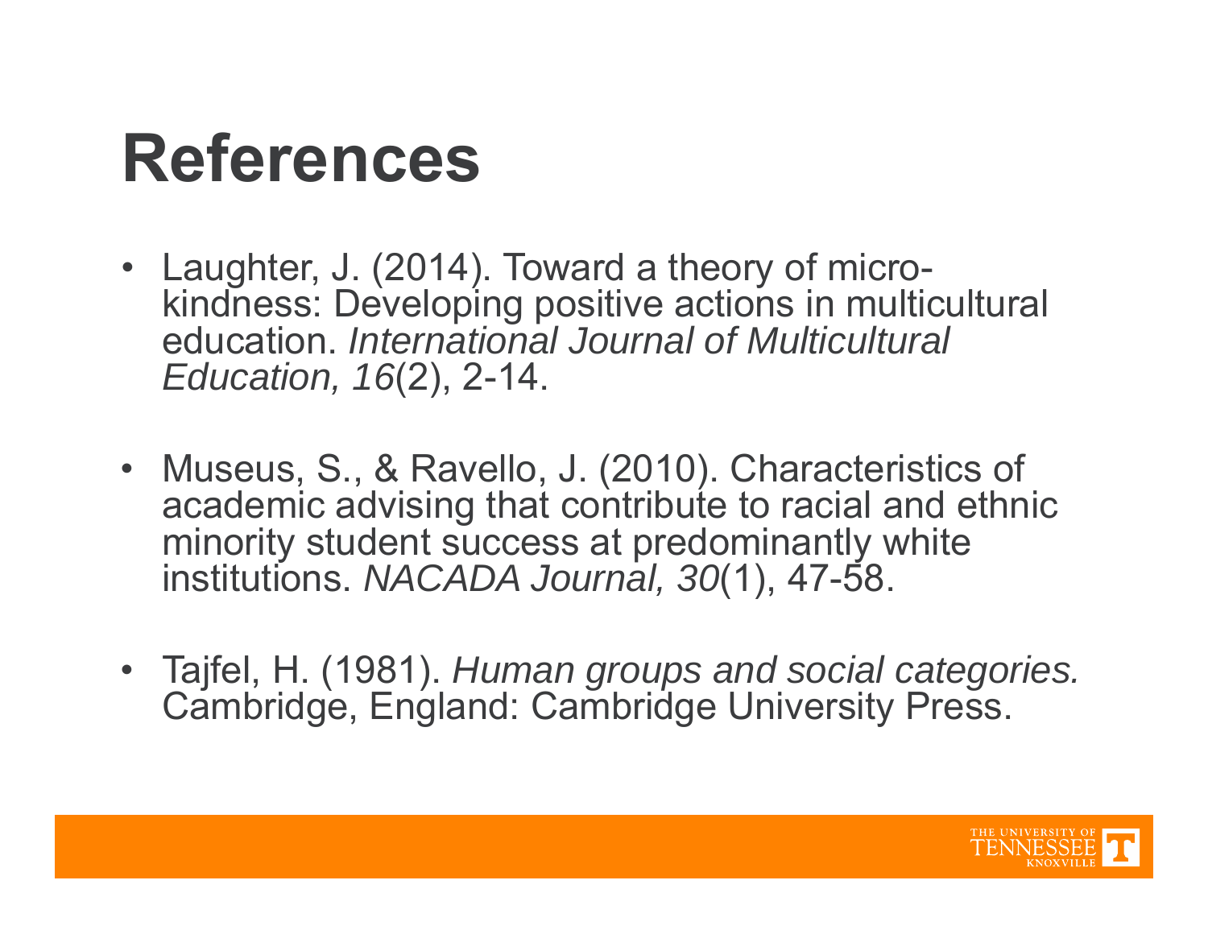# References

- Laughter, J. (2014). Toward a theory of micro-kindness: Developing positive actions in multicultural education. *International Journal of Multicultural Education, 16*(2), 2-14.

- Museus, S., & Ravello, J. (2010). Characteristics of academic advising that contribute to racial and ethnic minority student success at predominantly white institutions. *NACADA Journal, 30*(1), 47-58.

- Tajfel, H. (1981). *Human groups and social categories.* Cambridge, England: Cambridge University Press.